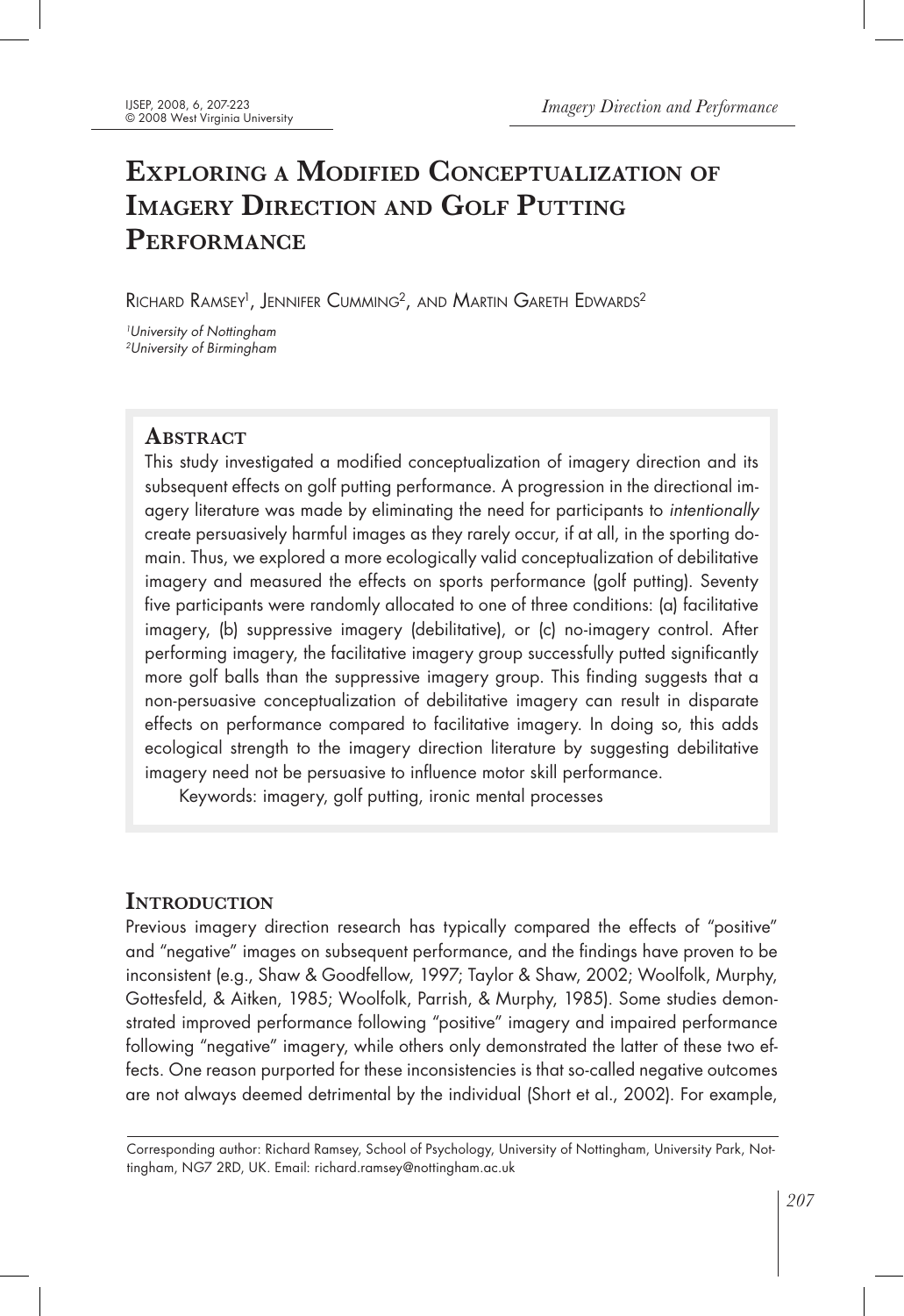# Exploring a Modified Conceptualization of Imagery Direction and Golf Putting Performance

Richard Ramsey[1], Jennifer Cumming[2], and Martin Gareth Edwards[2]

[1]University of Nottingham
[2]University of Birmingham

## Abstract

This study investigated a modified conceptualization of imagery direction and its subsequent effects on golf putting performance. A progression in the directional imagery literature was made by eliminating the need for participants to *intentionally* create persuasively harmful images as they rarely occur, if at all, in the sporting domain. Thus, we explored a more ecologically valid conceptualization of debilitative imagery and measured the effects on sports performance (golf putting). Seventy five participants were randomly allocated to one of three conditions: (a) facilitative imagery, (b) suppressive imagery (debilitative), or (c) no-imagery control. After performing imagery, the facilitative imagery group successfully putted significantly more golf balls than the suppressive imagery group. This finding suggests that a non-persuasive conceptualization of debilitative imagery can result in disparate effects on performance compared to facilitative imagery. In doing so, this adds ecological strength to the imagery direction literature by suggesting debilitative imagery need not be persuasive to influence motor skill performance.

Keywords: imagery, golf putting, ironic mental processes

## Introduction

Previous imagery direction research has typically compared the effects of "positive" and "negative" images on subsequent performance, and the findings have proven to be inconsistent (e.g., Shaw & Goodfellow, 1997; Taylor & Shaw, 2002; Woolfolk, Murphy, Gottesfeld, & Aitken, 1985; Woolfolk, Parrish, & Murphy, 1985). Some studies demonstrated improved performance following "positive" imagery and impaired performance following "negative" imagery, while others only demonstrated the latter of these two effects. One reason purported for these inconsistencies is that so-called negative outcomes are not always deemed detrimental by the individual (Short et al., 2002). For example,

Corresponding author: Richard Ramsey, School of Psychology, University of Nottingham, University Park, Nottingham, NG7 2RD, UK. Email: richard.ramsey@nottingham.ac.uk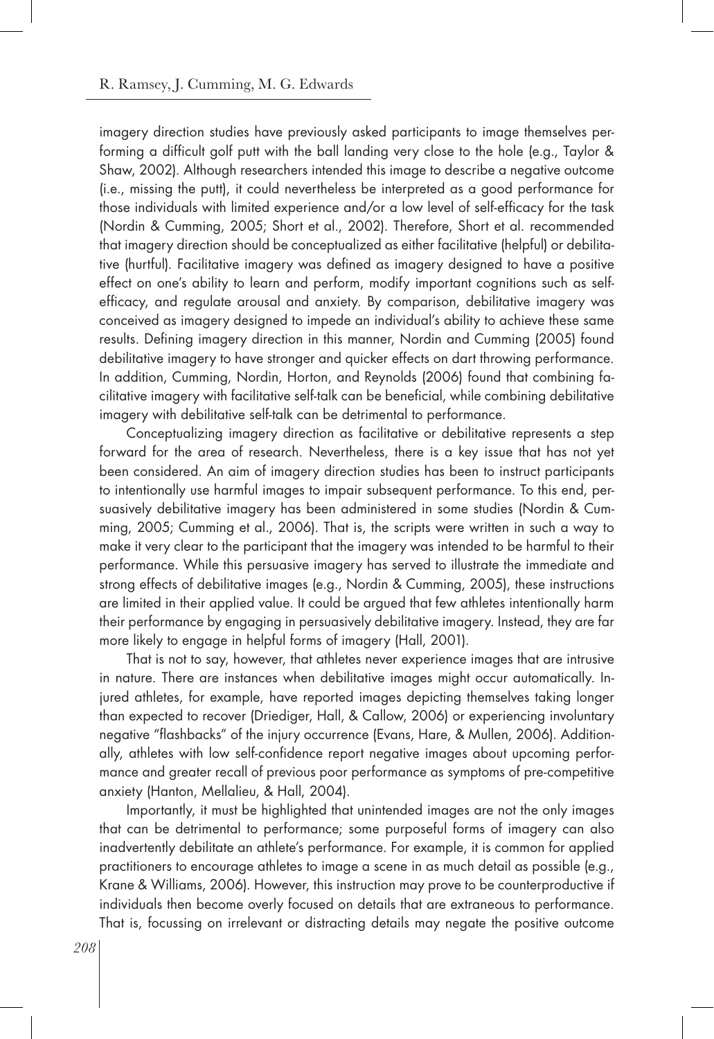imagery direction studies have previously asked participants to image themselves performing a difficult golf putt with the ball landing very close to the hole (e.g., Taylor & Shaw, 2002). Although researchers intended this image to describe a negative outcome (i.e., missing the putt), it could nevertheless be interpreted as a good performance for those individuals with limited experience and/or a low level of self-efficacy for the task (Nordin & Cumming, 2005; Short et al., 2002). Therefore, Short et al. recommended that imagery direction should be conceptualized as either facilitative (helpful) or debilitative (hurtful). Facilitative imagery was defined as imagery designed to have a positive effect on one's ability to learn and perform, modify important cognitions such as self-efficacy, and regulate arousal and anxiety. By comparison, debilitative imagery was conceived as imagery designed to impede an individual's ability to achieve these same results. Defining imagery direction in this manner, Nordin and Cumming (2005) found debilitative imagery to have stronger and quicker effects on dart throwing performance. In addition, Cumming, Nordin, Horton, and Reynolds (2006) found that combining facilitative imagery with facilitative self-talk can be beneficial, while combining debilitative imagery with debilitative self-talk can be detrimental to performance.

Conceptualizing imagery direction as facilitative or debilitative represents a step forward for the area of research. Nevertheless, there is a key issue that has not yet been considered. An aim of imagery direction studies has been to instruct participants to intentionally use harmful images to impair subsequent performance. To this end, persuasively debilitative imagery has been administered in some studies (Nordin & Cumming, 2005; Cumming et al., 2006). That is, the scripts were written in such a way to make it very clear to the participant that the imagery was intended to be harmful to their performance. While this persuasive imagery has served to illustrate the immediate and strong effects of debilitative images (e.g., Nordin & Cumming, 2005), these instructions are limited in their applied value. It could be argued that few athletes intentionally harm their performance by engaging in persuasively debilitative imagery. Instead, they are far more likely to engage in helpful forms of imagery (Hall, 2001).

That is not to say, however, that athletes never experience images that are intrusive in nature. There are instances when debilitative images might occur automatically. Injured athletes, for example, have reported images depicting themselves taking longer than expected to recover (Driediger, Hall, & Callow, 2006) or experiencing involuntary negative "flashbacks" of the injury occurrence (Evans, Hare, & Mullen, 2006). Additionally, athletes with low self-confidence report negative images about upcoming performance and greater recall of previous poor performance as symptoms of pre-competitive anxiety (Hanton, Mellalieu, & Hall, 2004).

Importantly, it must be highlighted that unintended images are not the only images that can be detrimental to performance; some purposeful forms of imagery can also inadvertently debilitate an athlete's performance. For example, it is common for applied practitioners to encourage athletes to image a scene in as much detail as possible (e.g., Krane & Williams, 2006). However, this instruction may prove to be counterproductive if individuals then become overly focused on details that are extraneous to performance. That is, focussing on irrelevant or distracting details may negate the positive outcome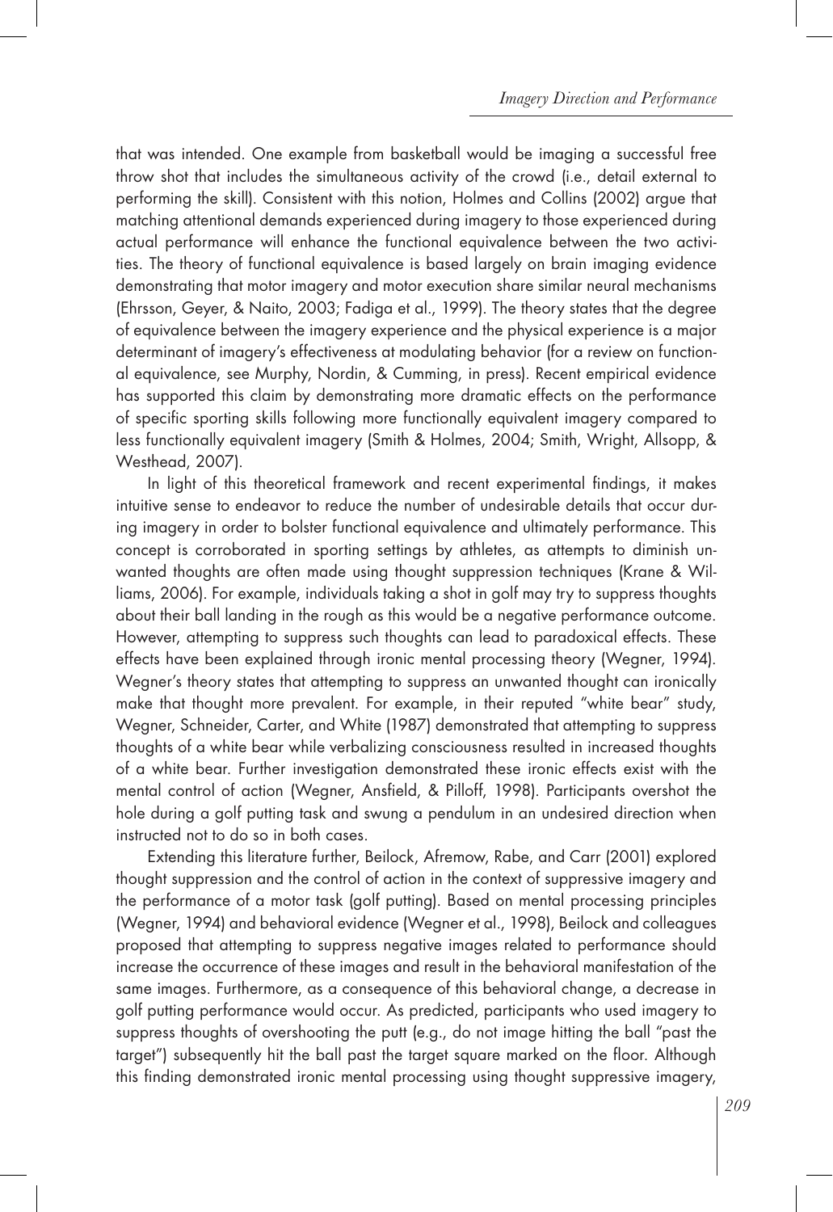that was intended. One example from basketball would be imaging a successful free throw shot that includes the simultaneous activity of the crowd (i.e., detail external to performing the skill). Consistent with this notion, Holmes and Collins (2002) argue that matching attentional demands experienced during imagery to those experienced during actual performance will enhance the functional equivalence between the two activities. The theory of functional equivalence is based largely on brain imaging evidence demonstrating that motor imagery and motor execution share similar neural mechanisms (Ehrsson, Geyer, & Naito, 2003; Fadiga et al., 1999). The theory states that the degree of equivalence between the imagery experience and the physical experience is a major determinant of imagery's effectiveness at modulating behavior (for a review on functional equivalence, see Murphy, Nordin, & Cumming, in press). Recent empirical evidence has supported this claim by demonstrating more dramatic effects on the performance of specific sporting skills following more functionally equivalent imagery compared to less functionally equivalent imagery (Smith & Holmes, 2004; Smith, Wright, Allsopp, & Westhead, 2007).

In light of this theoretical framework and recent experimental findings, it makes intuitive sense to endeavor to reduce the number of undesirable details that occur during imagery in order to bolster functional equivalence and ultimately performance. This concept is corroborated in sporting settings by athletes, as attempts to diminish unwanted thoughts are often made using thought suppression techniques (Krane & Williams, 2006). For example, individuals taking a shot in golf may try to suppress thoughts about their ball landing in the rough as this would be a negative performance outcome. However, attempting to suppress such thoughts can lead to paradoxical effects. These effects have been explained through ironic mental processing theory (Wegner, 1994). Wegner's theory states that attempting to suppress an unwanted thought can ironically make that thought more prevalent. For example, in their reputed "white bear" study, Wegner, Schneider, Carter, and White (1987) demonstrated that attempting to suppress thoughts of a white bear while verbalizing consciousness resulted in increased thoughts of a white bear. Further investigation demonstrated these ironic effects exist with the mental control of action (Wegner, Ansfield, & Pilloff, 1998). Participants overshot the hole during a golf putting task and swung a pendulum in an undesired direction when instructed not to do so in both cases.

Extending this literature further, Beilock, Afremow, Rabe, and Carr (2001) explored thought suppression and the control of action in the context of suppressive imagery and the performance of a motor task (golf putting). Based on mental processing principles (Wegner, 1994) and behavioral evidence (Wegner et al., 1998), Beilock and colleagues proposed that attempting to suppress negative images related to performance should increase the occurrence of these images and result in the behavioral manifestation of the same images. Furthermore, as a consequence of this behavioral change, a decrease in golf putting performance would occur. As predicted, participants who used imagery to suppress thoughts of overshooting the putt (e.g., do not image hitting the ball "past the target") subsequently hit the ball past the target square marked on the floor. Although this finding demonstrated ironic mental processing using thought suppressive imagery,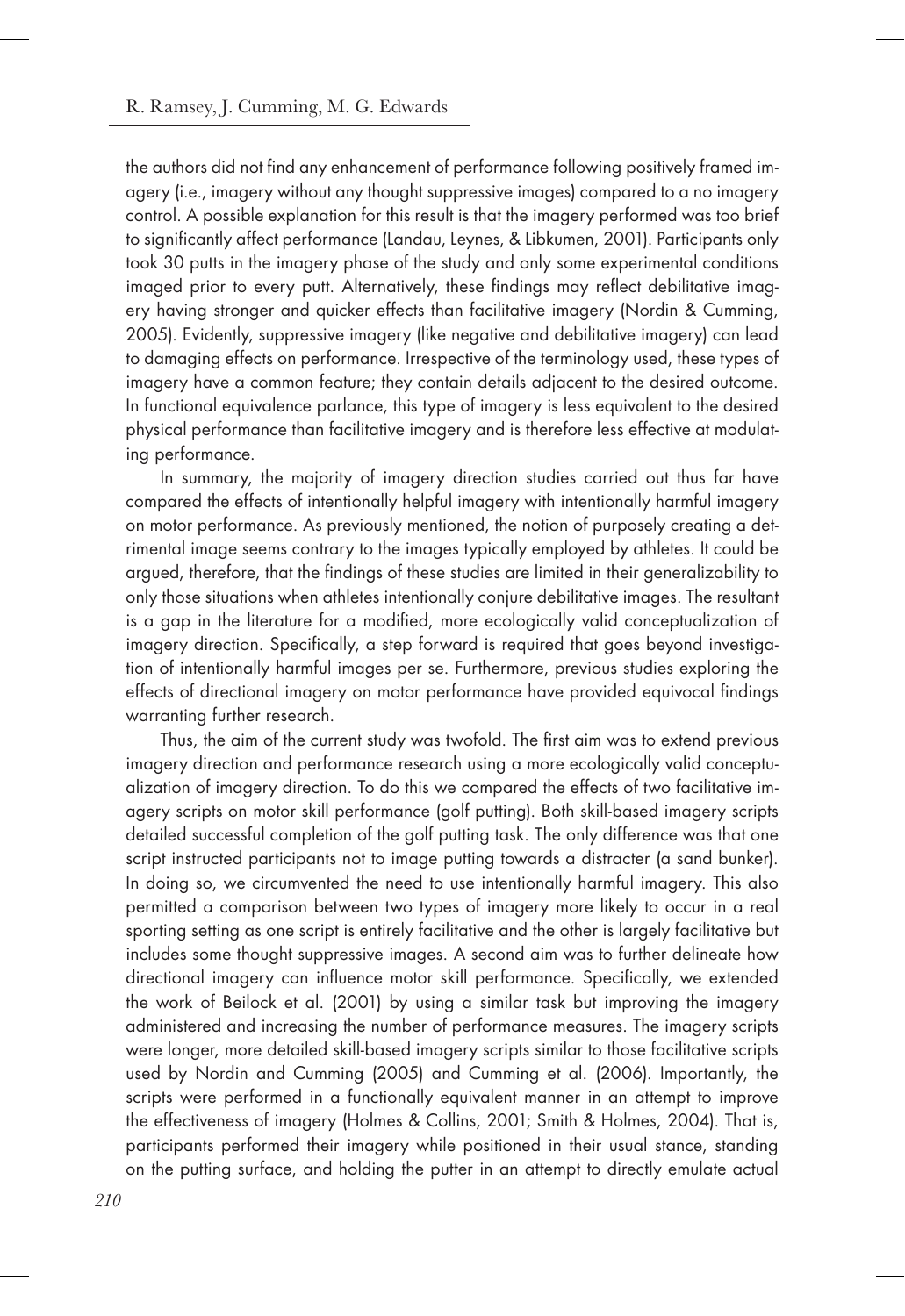the authors did not find any enhancement of performance following positively framed imagery (i.e., imagery without any thought suppressive images) compared to a no imagery control. A possible explanation for this result is that the imagery performed was too brief to significantly affect performance (Landau, Leynes, & Libkumen, 2001). Participants only took 30 putts in the imagery phase of the study and only some experimental conditions imaged prior to every putt. Alternatively, these findings may reflect debilitative imagery having stronger and quicker effects than facilitative imagery (Nordin & Cumming, 2005). Evidently, suppressive imagery (like negative and debilitative imagery) can lead to damaging effects on performance. Irrespective of the terminology used, these types of imagery have a common feature; they contain details adjacent to the desired outcome. In functional equivalence parlance, this type of imagery is less equivalent to the desired physical performance than facilitative imagery and is therefore less effective at modulating performance.

In summary, the majority of imagery direction studies carried out thus far have compared the effects of intentionally helpful imagery with intentionally harmful imagery on motor performance. As previously mentioned, the notion of purposely creating a detrimental image seems contrary to the images typically employed by athletes. It could be argued, therefore, that the findings of these studies are limited in their generalizability to only those situations when athletes intentionally conjure debilitative images. The resultant is a gap in the literature for a modified, more ecologically valid conceptualization of imagery direction. Specifically, a step forward is required that goes beyond investigation of intentionally harmful images per se. Furthermore, previous studies exploring the effects of directional imagery on motor performance have provided equivocal findings warranting further research.

Thus, the aim of the current study was twofold. The first aim was to extend previous imagery direction and performance research using a more ecologically valid conceptualization of imagery direction. To do this we compared the effects of two facilitative imagery scripts on motor skill performance (golf putting). Both skill-based imagery scripts detailed successful completion of the golf putting task. The only difference was that one script instructed participants not to image putting towards a distracter (a sand bunker). In doing so, we circumvented the need to use intentionally harmful imagery. This also permitted a comparison between two types of imagery more likely to occur in a real sporting setting as one script is entirely facilitative and the other is largely facilitative but includes some thought suppressive images. A second aim was to further delineate how directional imagery can influence motor skill performance. Specifically, we extended the work of Beilock et al. (2001) by using a similar task but improving the imagery administered and increasing the number of performance measures. The imagery scripts were longer, more detailed skill-based imagery scripts similar to those facilitative scripts used by Nordin and Cumming (2005) and Cumming et al. (2006). Importantly, the scripts were performed in a functionally equivalent manner in an attempt to improve the effectiveness of imagery (Holmes & Collins, 2001; Smith & Holmes, 2004). That is, participants performed their imagery while positioned in their usual stance, standing on the putting surface, and holding the putter in an attempt to directly emulate actual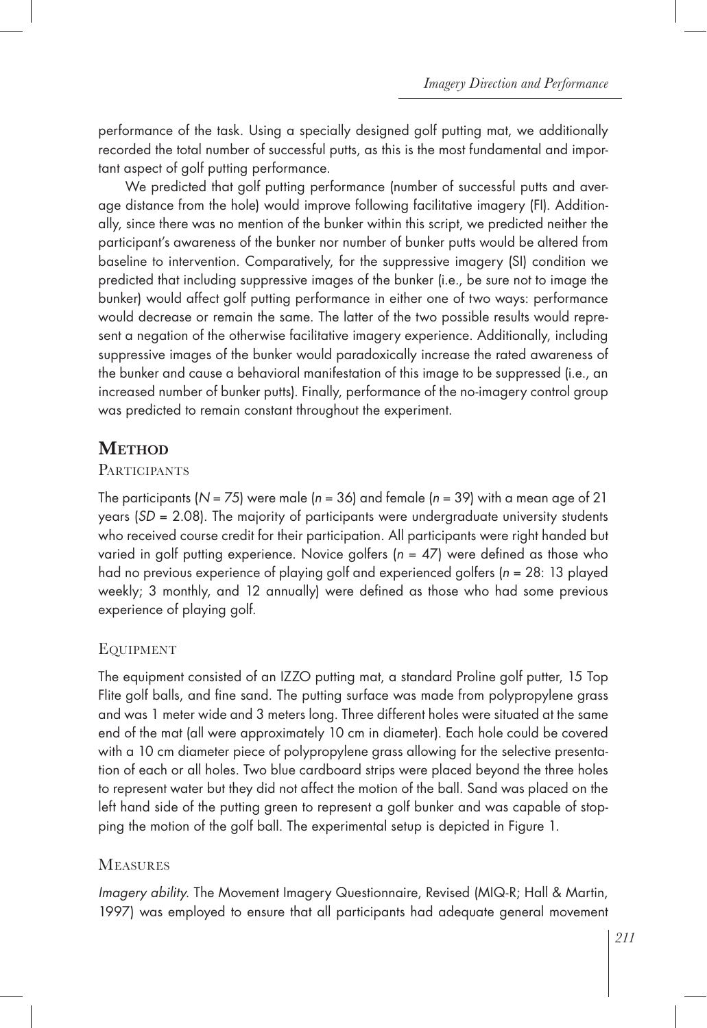performance of the task. Using a specially designed golf putting mat, we additionally recorded the total number of successful putts, as this is the most fundamental and important aspect of golf putting performance.

We predicted that golf putting performance (number of successful putts and average distance from the hole) would improve following facilitative imagery (FI). Additionally, since there was no mention of the bunker within this script, we predicted neither the participant's awareness of the bunker nor number of bunker putts would be altered from baseline to intervention. Comparatively, for the suppressive imagery (SI) condition we predicted that including suppressive images of the bunker (i.e., be sure not to image the bunker) would affect golf putting performance in either one of two ways: performance would decrease or remain the same. The latter of the two possible results would represent a negation of the otherwise facilitative imagery experience. Additionally, including suppressive images of the bunker would paradoxically increase the rated awareness of the bunker and cause a behavioral manifestation of this image to be suppressed (i.e., an increased number of bunker putts). Finally, performance of the no-imagery control group was predicted to remain constant throughout the experiment.

# Method

## Participants

The participants ($N = 75$) were male ($n = 36$) and female ($n = 39$) with a mean age of 21 years ($SD = 2.08$). The majority of participants were undergraduate university students who received course credit for their participation. All participants were right handed but varied in golf putting experience. Novice golfers ($n = 47$) were defined as those who had no previous experience of playing golf and experienced golfers ($n = 28$: 13 played weekly; 3 monthly, and 12 annually) were defined as those who had some previous experience of playing golf.

## Equipment

The equipment consisted of an IZZO putting mat, a standard Proline golf putter, 15 Top Flite golf balls, and fine sand. The putting surface was made from polypropylene grass and was 1 meter wide and 3 meters long. Three different holes were situated at the same end of the mat (all were approximately 10 cm in diameter). Each hole could be covered with a 10 cm diameter piece of polypropylene grass allowing for the selective presentation of each or all holes. Two blue cardboard strips were placed beyond the three holes to represent water but they did not affect the motion of the ball. Sand was placed on the left hand side of the putting green to represent a golf bunker and was capable of stopping the motion of the golf ball. The experimental setup is depicted in Figure 1.

## Measures

*Imagery ability.* The Movement Imagery Questionnaire, Revised (MIQ-R; Hall & Martin, 1997) was employed to ensure that all participants had adequate general movement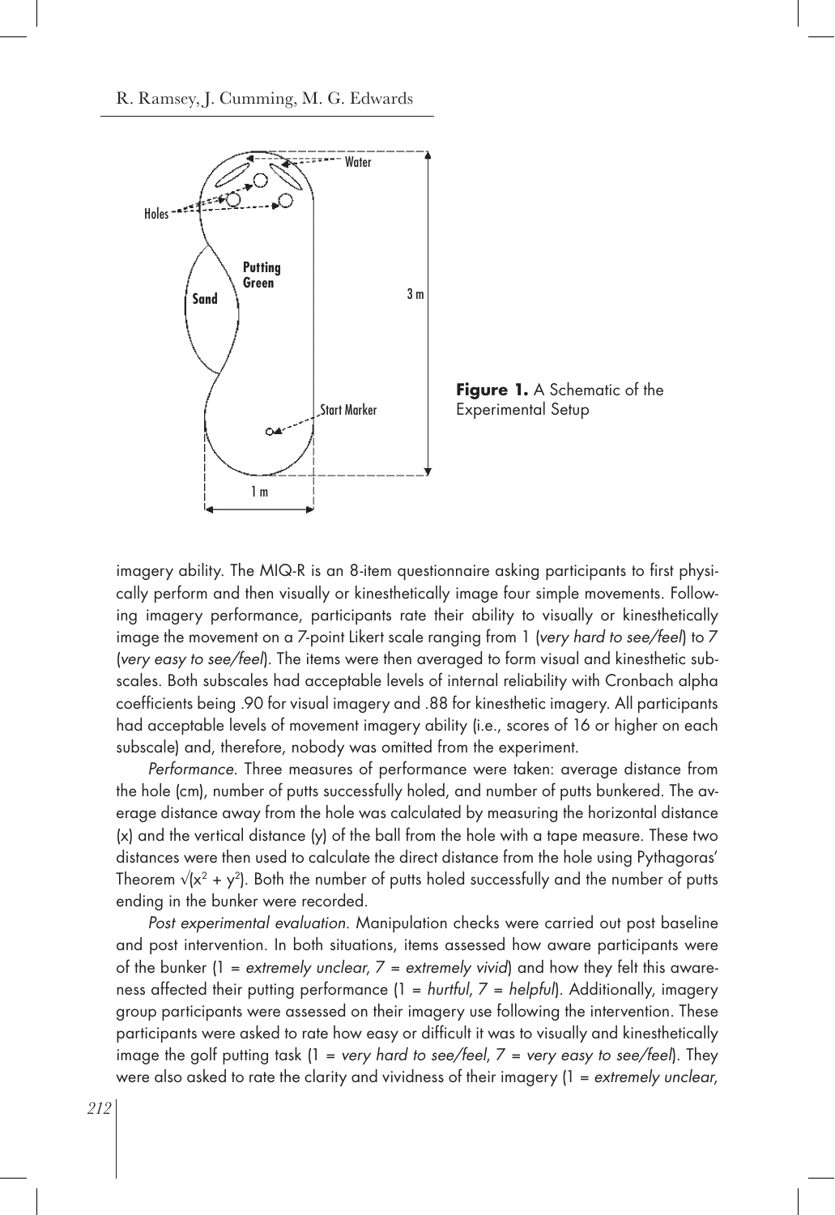**Figure 1.** A Schematic of the Experimental Setup

imagery ability. The MIQ-R is an 8-item questionnaire asking participants to first physically perform and then visually or kinesthetically image four simple movements. Following imagery performance, participants rate their ability to visually or kinesthetically image the movement on a 7-point Likert scale ranging from 1 (*very hard to see/feel*) to 7 (*very easy to see/feel*). The items were then averaged to form visual and kinesthetic subscales. Both subscales had acceptable levels of internal reliability with Cronbach alpha coefficients being .90 for visual imagery and .88 for kinesthetic imagery. All participants had acceptable levels of movement imagery ability (i.e., scores of 16 or higher on each subscale) and, therefore, nobody was omitted from the experiment.

*Performance.* Three measures of performance were taken: average distance from the hole (cm), number of putts successfully holed, and number of putts bunkered. The average distance away from the hole was calculated by measuring the horizontal distance ($x$) and the vertical distance ($y$) of the ball from the hole with a tape measure. These two distances were then used to calculate the direct distance from the hole using Pythagoras' Theorem $\sqrt{(x^2 + y^2)}$. Both the number of putts holed successfully and the number of putts ending in the bunker were recorded.

*Post experimental evaluation.* Manipulation checks were carried out post baseline and post intervention. In both situations, items assessed how aware participants were of the bunker (1 = *extremely unclear*, 7 = *extremely vivid*) and how they felt this awareness affected their putting performance (1 = *hurtful*, 7 = *helpful*). Additionally, imagery group participants were assessed on their imagery use following the intervention. These participants were asked to rate how easy or difficult it was to visually and kinesthetically image the golf putting task (1 = *very hard to see/feel*, 7 = *very easy to see/feel*). They were also asked to rate the clarity and vividness of their imagery (1 = *extremely unclear*,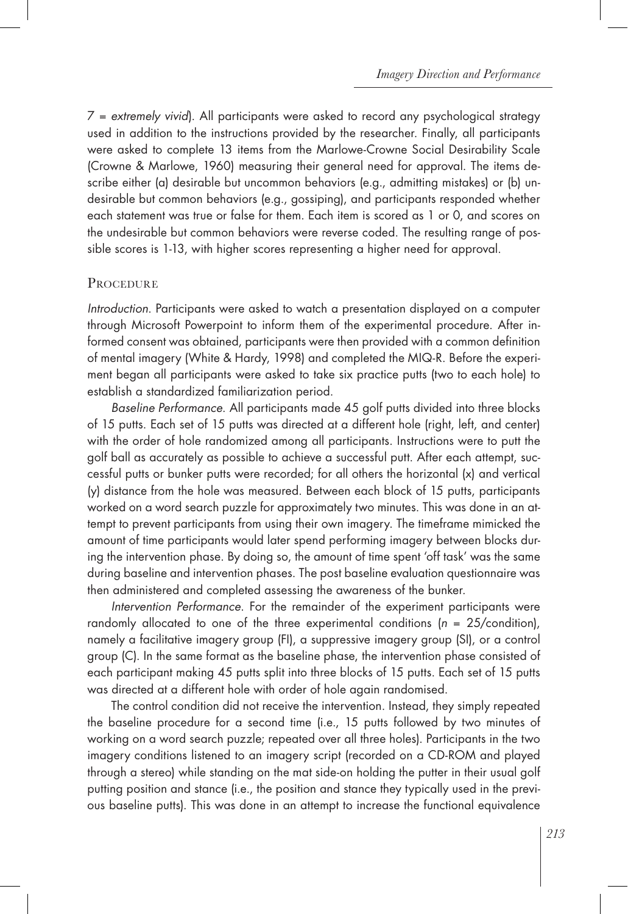7 = *extremely vivid*). All participants were asked to record any psychological strategy used in addition to the instructions provided by the researcher. Finally, all participants were asked to complete 13 items from the Marlowe-Crowne Social Desirability Scale (Crowne & Marlowe, 1960) measuring their general need for approval. The items describe either (a) desirable but uncommon behaviors (e.g., admitting mistakes) or (b) undesirable but common behaviors (e.g., gossiping), and participants responded whether each statement was true or false for them. Each item is scored as 1 or 0, and scores on the undesirable but common behaviors were reverse coded. The resulting range of possible scores is 1-13, with higher scores representing a higher need for approval.

## Procedure

*Introduction.* Participants were asked to watch a presentation displayed on a computer through Microsoft Powerpoint to inform them of the experimental procedure. After informed consent was obtained, participants were then provided with a common definition of mental imagery (White & Hardy, 1998) and completed the MIQ-R. Before the experiment began all participants were asked to take six practice putts (two to each hole) to establish a standardized familiarization period.

*Baseline Performance.* All participants made 45 golf putts divided into three blocks of 15 putts. Each set of 15 putts was directed at a different hole (right, left, and center) with the order of hole randomized among all participants. Instructions were to putt the golf ball as accurately as possible to achieve a successful putt. After each attempt, successful putts or bunker putts were recorded; for all others the horizontal (x) and vertical (y) distance from the hole was measured. Between each block of 15 putts, participants worked on a word search puzzle for approximately two minutes. This was done in an attempt to prevent participants from using their own imagery. The timeframe mimicked the amount of time participants would later spend performing imagery between blocks during the intervention phase. By doing so, the amount of time spent 'off task' was the same during baseline and intervention phases. The post baseline evaluation questionnaire was then administered and completed assessing the awareness of the bunker.

*Intervention Performance.* For the remainder of the experiment participants were randomly allocated to one of the three experimental conditions ($n$ = 25/condition), namely a facilitative imagery group (FI), a suppressive imagery group (SI), or a control group (C). In the same format as the baseline phase, the intervention phase consisted of each participant making 45 putts split into three blocks of 15 putts. Each set of 15 putts was directed at a different hole with order of hole again randomised.

The control condition did not receive the intervention. Instead, they simply repeated the baseline procedure for a second time (i.e., 15 putts followed by two minutes of working on a word search puzzle; repeated over all three holes). Participants in the two imagery conditions listened to an imagery script (recorded on a CD-ROM and played through a stereo) while standing on the mat side-on holding the putter in their usual golf putting position and stance (i.e., the position and stance they typically used in the previous baseline putts). This was done in an attempt to increase the functional equivalence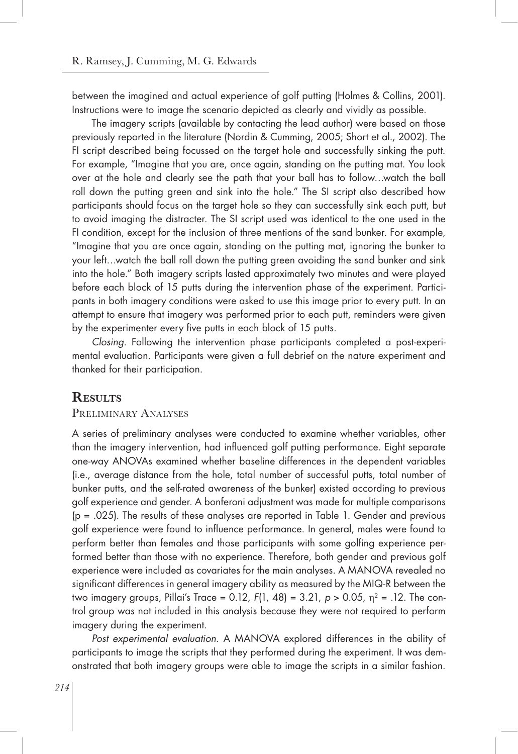between the imagined and actual experience of golf putting (Holmes & Collins, 2001). Instructions were to image the scenario depicted as clearly and vividly as possible.

The imagery scripts (available by contacting the lead author) were based on those previously reported in the literature (Nordin & Cumming, 2005; Short et al., 2002). The FI script described being focussed on the target hole and successfully sinking the putt. For example, "Imagine that you are, once again, standing on the putting mat. You look over at the hole and clearly see the path that your ball has to follow…watch the ball roll down the putting green and sink into the hole." The SI script also described how participants should focus on the target hole so they can successfully sink each putt, but to avoid imaging the distracter. The SI script used was identical to the one used in the FI condition, except for the inclusion of three mentions of the sand bunker. For example, "Imagine that you are once again, standing on the putting mat, ignoring the bunker to your left…watch the ball roll down the putting green avoiding the sand bunker and sink into the hole." Both imagery scripts lasted approximately two minutes and were played before each block of 15 putts during the intervention phase of the experiment. Participants in both imagery conditions were asked to use this image prior to every putt. In an attempt to ensure that imagery was performed prior to each putt, reminders were given by the experimenter every five putts in each block of 15 putts.

*Closing.* Following the intervention phase participants completed a post-experimental evaluation. Participants were given a full debrief on the nature experiment and thanked for their participation.

## Results

### Preliminary Analyses

A series of preliminary analyses were conducted to examine whether variables, other than the imagery intervention, had influenced golf putting performance. Eight separate one-way ANOVAs examined whether baseline differences in the dependent variables (i.e., average distance from the hole, total number of successful putts, total number of bunker putts, and the self-rated awareness of the bunker) existed according to previous golf experience and gender. A bonferoni adjustment was made for multiple comparisons ($p = .025$). The results of these analyses are reported in Table 1. Gender and previous golf experience were found to influence performance. In general, males were found to perform better than females and those participants with some golfing experience performed better than those with no experience. Therefore, both gender and previous golf experience were included as covariates for the main analyses. A MANOVA revealed no significant differences in general imagery ability as measured by the MIQ-R between the two imagery groups, Pillai's Trace = 0.12, $F(1, 48) = 3.21$, $p > 0.05$, $\eta^2 = .12$. The control group was not included in this analysis because they were not required to perform imagery during the experiment.

*Post experimental evaluation.* A MANOVA explored differences in the ability of participants to image the scripts that they performed during the experiment. It was demonstrated that both imagery groups were able to image the scripts in a similar fashion.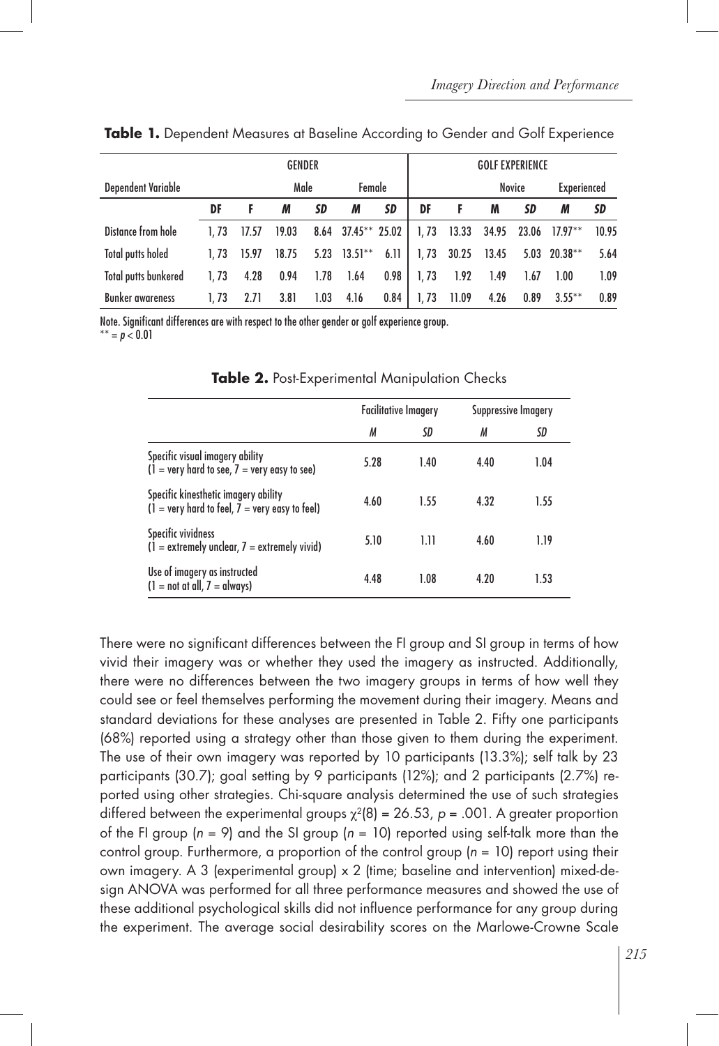**Table 1.** Dependent Measures at Baseline According to Gender and Golf Experience

| Dependent Variable | GENDER | | | | | | GOLF EXPERIENCE | | | | | |
|---|---|---|---|---|---|---|---|---|---|---|---|---|
| | | | Male | | Female | | | | Novice | | Experienced | |
| | DF | F | M | SD | M | SD | DF | F | M | SD | M | SD |
| Distance from hole | 1, 73 | 17.57 | 19.03 | 8.64 | 37.45** | 25.02 | 1, 73 | 13.33 | 34.95 | 23.06 | 17.97** | 10.95 |
| Total putts holed | 1, 73 | 15.97 | 18.75 | 5.23 | 13.51** | 6.11 | 1, 73 | 30.25 | 13.45 | 5.03 | 20.38** | 5.64 |
| Total putts bunkered | 1, 73 | 4.28 | 0.94 | 1.78 | 1.64 | 0.98 | 1, 73 | 1.92 | 1.49 | 1.67 | 1.00 | 1.09 |
| Bunker awareness | 1, 73 | 2.71 | 3.81 | 1.03 | 4.16 | 0.84 | 1, 73 | 11.09 | 4.26 | 0.89 | 3.55** | 0.89 |

Note. Significant differences are with respect to the other gender or golf experience group.
** = $p < 0.01$

**Table 2.** Post-Experimental Manipulation Checks

| | Facilitative Imagery | | Suppressive Imagery | |
|---|---|---|---|---|
| | M | SD | M | SD |
| Specific visual imagery ability (1 = very hard to see, 7 = very easy to see) | 5.28 | 1.40 | 4.40 | 1.04 |
| Specific kinesthetic imagery ability (1 = very hard to feel, 7 = very easy to feel) | 4.60 | 1.55 | 4.32 | 1.55 |
| Specific vividness (1 = extremely unclear, 7 = extremely vivid) | 5.10 | 1.11 | 4.60 | 1.19 |
| Use of imagery as instructed (1 = not at all, 7 = always) | 4.48 | 1.08 | 4.20 | 1.53 |

There were no significant differences between the FI group and SI group in terms of how vivid their imagery was or whether they used the imagery as instructed. Additionally, there were no differences between the two imagery groups in terms of how well they could see or feel themselves performing the movement during their imagery. Means and standard deviations for these analyses are presented in Table 2. Fifty one participants (68%) reported using a strategy other than those given to them during the experiment. The use of their own imagery was reported by 10 participants (13.3%); self talk by 23 participants (30.7); goal setting by 9 participants (12%); and 2 participants (2.7%) reported using other strategies. Chi-square analysis determined the use of such strategies differed between the experimental groups $\chi^2(8) = 26.53$, $p = .001$. A greater proportion of the FI group ($n = 9$) and the SI group ($n = 10$) reported using self-talk more than the control group. Furthermore, a proportion of the control group ($n = 10$) report using their own imagery. A 3 (experimental group) x 2 (time; baseline and intervention) mixed-design ANOVA was performed for all three performance measures and showed the use of these additional psychological skills did not influence performance for any group during the experiment. The average social desirability scores on the Marlowe-Crowne Scale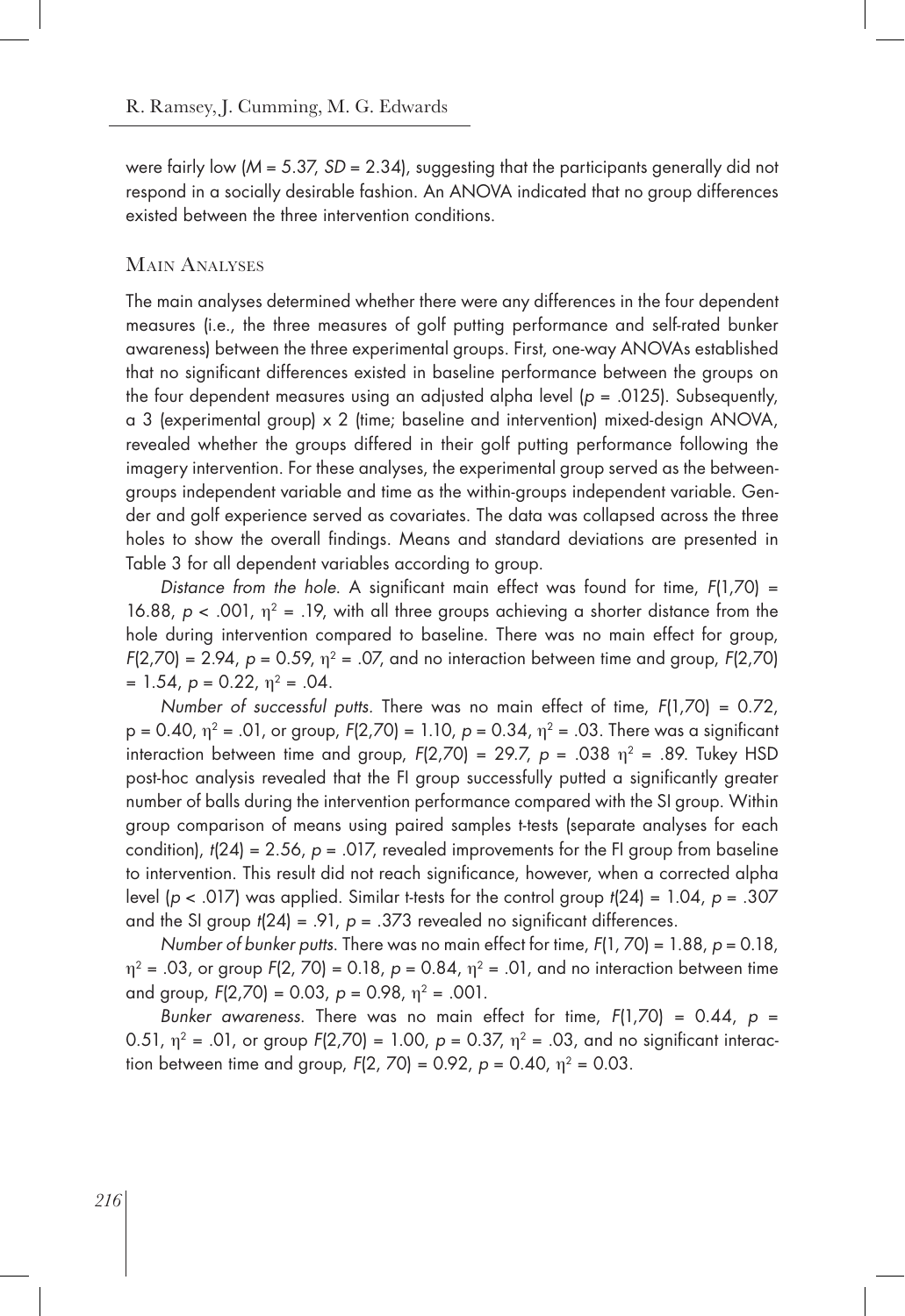were fairly low ($M = 5.37$, $SD = 2.34$), suggesting that the participants generally did not respond in a socially desirable fashion. An ANOVA indicated that no group differences existed between the three intervention conditions.

## Main Analyses

The main analyses determined whether there were any differences in the four dependent measures (i.e., the three measures of golf putting performance and self-rated bunker awareness) between the three experimental groups. First, one-way ANOVAs established that no significant differences existed in baseline performance between the groups on the four dependent measures using an adjusted alpha level ($p = .0125$). Subsequently, a 3 (experimental group) x 2 (time; baseline and intervention) mixed-design ANOVA, revealed whether the groups differed in their golf putting performance following the imagery intervention. For these analyses, the experimental group served as the between-groups independent variable and time as the within-groups independent variable. Gender and golf experience served as covariates. The data was collapsed across the three holes to show the overall findings. Means and standard deviations are presented in Table 3 for all dependent variables according to group.

*Distance from the hole*. A significant main effect was found for time, $F(1,70) = 16.88$, $p < .001$, $\eta^2 = .19$, with all three groups achieving a shorter distance from the hole during intervention compared to baseline. There was no main effect for group, $F(2,70) = 2.94$, $p = 0.59$, $\eta^2 = .07$, and no interaction between time and group, $F(2,70) = 1.54$, $p = 0.22$, $\eta^2 = .04$.

*Number of successful putts*. There was no main effect of time, $F(1,70) = 0.72$, $p = 0.40$, $\eta^2 = .01$, or group, $F(2,70) = 1.10$, $p = 0.34$, $\eta^2 = .03$. There was a significant interaction between time and group, $F(2,70) = 29.7$, $p = .038$ $\eta^2 = .89$. Tukey HSD post-hoc analysis revealed that the FI group successfully putted a significantly greater number of balls during the intervention performance compared with the SI group. Within group comparison of means using paired samples t-tests (separate analyses for each condition), $t(24) = 2.56$, $p = .017$, revealed improvements for the FI group from baseline to intervention. This result did not reach significance, however, when a corrected alpha level ($p < .017$) was applied. Similar t-tests for the control group $t(24) = 1.04$, $p = .307$ and the SI group $t(24) = .91$, $p = .373$ revealed no significant differences.

*Number of bunker putts*. There was no main effect for time, $F(1, 70) = 1.88$, $p = 0.18$, $\eta^2 = .03$, or group $F(2, 70) = 0.18$, $p = 0.84$, $\eta^2 = .01$, and no interaction between time and group, $F(2,70) = 0.03$, $p = 0.98$, $\eta^2 = .001$.

*Bunker awareness*. There was no main effect for time, $F(1,70) = 0.44$, $p = 0.51$, $\eta^2 = .01$, or group $F(2,70) = 1.00$, $p = 0.37$, $\eta^2 = .03$, and no significant interaction between time and group, $F(2, 70) = 0.92$, $p = 0.40$, $\eta^2 = 0.03$.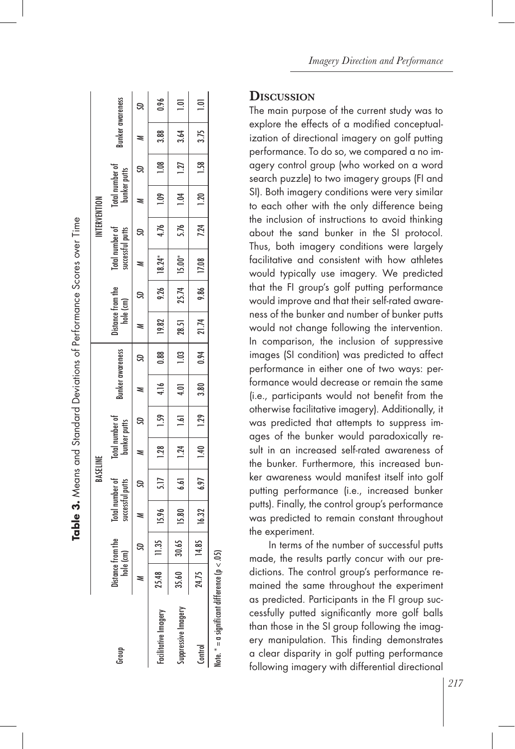**Table 3.** Means and Standard Deviations of Performance Scores over Time

| Group | BASELINE | | | | | | | | INTERVENTION | | | | | | | |
|---|---|---|---|---|---|---|---|---|---|---|---|---|---|---|---|---|
| | Distance from the hole (cm) | | Total number of successful putts | | Total number of bunker putts | | Bunker awareness | | Distance from the hole (cm) | | Total number of successful putts | | Total number of bunker putts | | Bunker awareness | |
| | *M* | *SD* | *M* | *SD* | *M* | *SD* | *M* | *SD* | *M* | *SD* | *M* | *SD* | *M* | *SD* | *M* | *SD* |
| Facilitative Imagery | 25.48 | 11.35 | 15.96 | 5.17 | 1.28 | 1.59 | 4.16 | 0.88 | 19.82 | 9.26 | 18.24* | 4.76 | 1.09 | 1.08 | 3.88 | 0.96 |
| Suppressive Imagery | 35.60 | 30.65 | 15.80 | 6.61 | 1.24 | 1.61 | 4.01 | 1.03 | 28.51 | 25.74 | 15.00* | 5.76 | 1.04 | 1.27 | 3.64 | 1.01 |
| Control | 24.75 | 14.85 | 16.32 | 6.97 | 1.40 | 1.29 | 3.80 | 0.94 | 21.74 | 9.86 | 17.08 | 7.24 | 1.20 | 1.58 | 3.75 | 1.01 |

Note. * = a significant difference ($p < .05$)

## Discussion

The main purpose of the current study was to explore the effects of a modified conceptualization of directional imagery on golf putting performance. To do so, we compared a no imagery control group (who worked on a word search puzzle) to two imagery groups (FI and SI). Both imagery conditions were very similar to each other with the only difference being the inclusion of instructions to avoid thinking about the sand bunker in the SI protocol. Thus, both imagery conditions were largely facilitative and consistent with how athletes would typically use imagery. We predicted that the FI group's golf putting performance would improve and that their self-rated awareness of the bunker and number of bunker putts would not change following the intervention. In comparison, the inclusion of suppressive images (SI condition) was predicted to affect performance in either one of two ways: performance would decrease or remain the same (i.e., participants would not benefit from the otherwise facilitative imagery). Additionally, it was predicted that attempts to suppress images of the bunker would paradoxically result in an increased self-rated awareness of the bunker. Furthermore, this increased bunker awareness would manifest itself into golf putting performance (i.e., increased bunker putts). Finally, the control group's performance was predicted to remain constant throughout the experiment.

In terms of the number of successful putts made, the results partly concur with our predictions. The control group's performance remained the same throughout the experiment as predicted. Participants in the FI group successfully putted significantly more golf balls than those in the SI group following the imagery manipulation. This finding demonstrates a clear disparity in golf putting performance following imagery with differential directional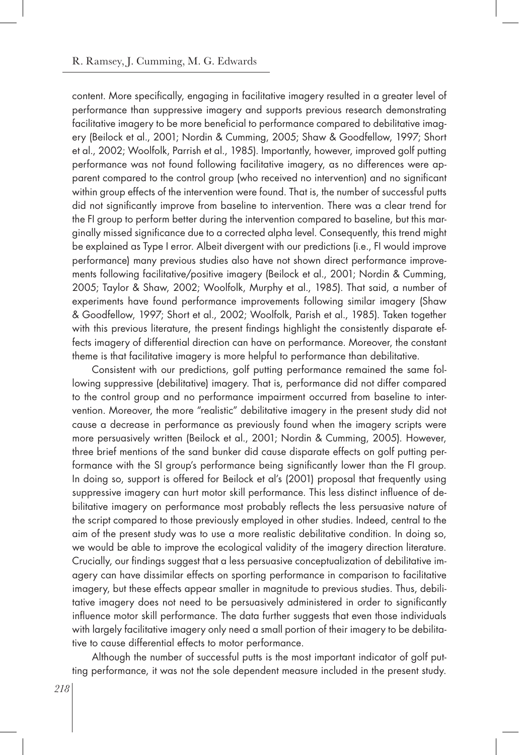content. More specifically, engaging in facilitative imagery resulted in a greater level of performance than suppressive imagery and supports previous research demonstrating facilitative imagery to be more beneficial to performance compared to debilitative imagery (Beilock et al., 2001; Nordin & Cumming, 2005; Shaw & Goodfellow, 1997; Short et al., 2002; Woolfolk, Parrish et al., 1985). Importantly, however, improved golf putting performance was not found following facilitative imagery, as no differences were apparent compared to the control group (who received no intervention) and no significant within group effects of the intervention were found. That is, the number of successful putts did not significantly improve from baseline to intervention. There was a clear trend for the FI group to perform better during the intervention compared to baseline, but this marginally missed significance due to a corrected alpha level. Consequently, this trend might be explained as Type I error. Albeit divergent with our predictions (i.e., FI would improve performance) many previous studies also have not shown direct performance improvements following facilitative/positive imagery (Beilock et al., 2001; Nordin & Cumming, 2005; Taylor & Shaw, 2002; Woolfolk, Murphy et al., 1985). That said, a number of experiments have found performance improvements following similar imagery (Shaw & Goodfellow, 1997; Short et al., 2002; Woolfolk, Parish et al., 1985). Taken together with this previous literature, the present findings highlight the consistently disparate effects imagery of differential direction can have on performance. Moreover, the constant theme is that facilitative imagery is more helpful to performance than debilitative.

Consistent with our predictions, golf putting performance remained the same following suppressive (debilitative) imagery. That is, performance did not differ compared to the control group and no performance impairment occurred from baseline to intervention. Moreover, the more "realistic" debilitative imagery in the present study did not cause a decrease in performance as previously found when the imagery scripts were more persuasively written (Beilock et al., 2001; Nordin & Cumming, 2005). However, three brief mentions of the sand bunker did cause disparate effects on golf putting performance with the SI group's performance being significantly lower than the FI group. In doing so, support is offered for Beilock et al's (2001) proposal that frequently using suppressive imagery can hurt motor skill performance. This less distinct influence of debilitative imagery on performance most probably reflects the less persuasive nature of the script compared to those previously employed in other studies. Indeed, central to the aim of the present study was to use a more realistic debilitative condition. In doing so, we would be able to improve the ecological validity of the imagery direction literature. Crucially, our findings suggest that a less persuasive conceptualization of debilitative imagery can have dissimilar effects on sporting performance in comparison to facilitative imagery, but these effects appear smaller in magnitude to previous studies. Thus, debilitative imagery does not need to be persuasively administered in order to significantly influence motor skill performance. The data further suggests that even those individuals with largely facilitative imagery only need a small portion of their imagery to be debilitative to cause differential effects to motor performance.

Although the number of successful putts is the most important indicator of golf putting performance, it was not the sole dependent measure included in the present study.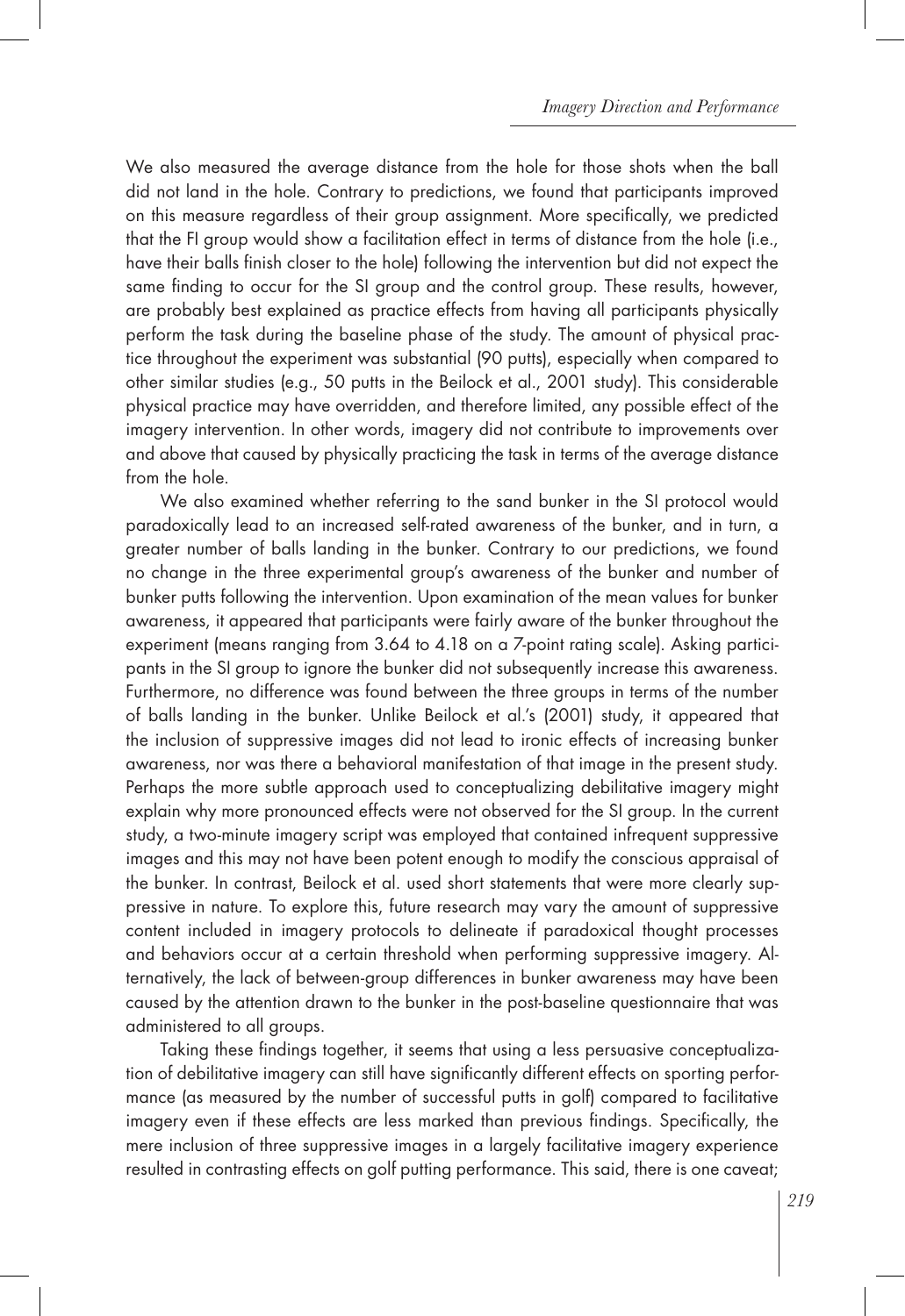We also measured the average distance from the hole for those shots when the ball did not land in the hole. Contrary to predictions, we found that participants improved on this measure regardless of their group assignment. More specifically, we predicted that the FI group would show a facilitation effect in terms of distance from the hole (i.e., have their balls finish closer to the hole) following the intervention but did not expect the same finding to occur for the SI group and the control group. These results, however, are probably best explained as practice effects from having all participants physically perform the task during the baseline phase of the study. The amount of physical practice throughout the experiment was substantial (90 putts), especially when compared to other similar studies (e.g., 50 putts in the Beilock et al., 2001 study). This considerable physical practice may have overridden, and therefore limited, any possible effect of the imagery intervention. In other words, imagery did not contribute to improvements over and above that caused by physically practicing the task in terms of the average distance from the hole.

We also examined whether referring to the sand bunker in the SI protocol would paradoxically lead to an increased self-rated awareness of the bunker, and in turn, a greater number of balls landing in the bunker. Contrary to our predictions, we found no change in the three experimental group's awareness of the bunker and number of bunker putts following the intervention. Upon examination of the mean values for bunker awareness, it appeared that participants were fairly aware of the bunker throughout the experiment (means ranging from 3.64 to 4.18 on a 7-point rating scale). Asking participants in the SI group to ignore the bunker did not subsequently increase this awareness. Furthermore, no difference was found between the three groups in terms of the number of balls landing in the bunker. Unlike Beilock et al.'s (2001) study, it appeared that the inclusion of suppressive images did not lead to ironic effects of increasing bunker awareness, nor was there a behavioral manifestation of that image in the present study. Perhaps the more subtle approach used to conceptualizing debilitative imagery might explain why more pronounced effects were not observed for the SI group. In the current study, a two-minute imagery script was employed that contained infrequent suppressive images and this may not have been potent enough to modify the conscious appraisal of the bunker. In contrast, Beilock et al. used short statements that were more clearly suppressive in nature. To explore this, future research may vary the amount of suppressive content included in imagery protocols to delineate if paradoxical thought processes and behaviors occur at a certain threshold when performing suppressive imagery. Alternatively, the lack of between-group differences in bunker awareness may have been caused by the attention drawn to the bunker in the post-baseline questionnaire that was administered to all groups.

Taking these findings together, it seems that using a less persuasive conceptualization of debilitative imagery can still have significantly different effects on sporting performance (as measured by the number of successful putts in golf) compared to facilitative imagery even if these effects are less marked than previous findings. Specifically, the mere inclusion of three suppressive images in a largely facilitative imagery experience resulted in contrasting effects on golf putting performance. This said, there is one caveat;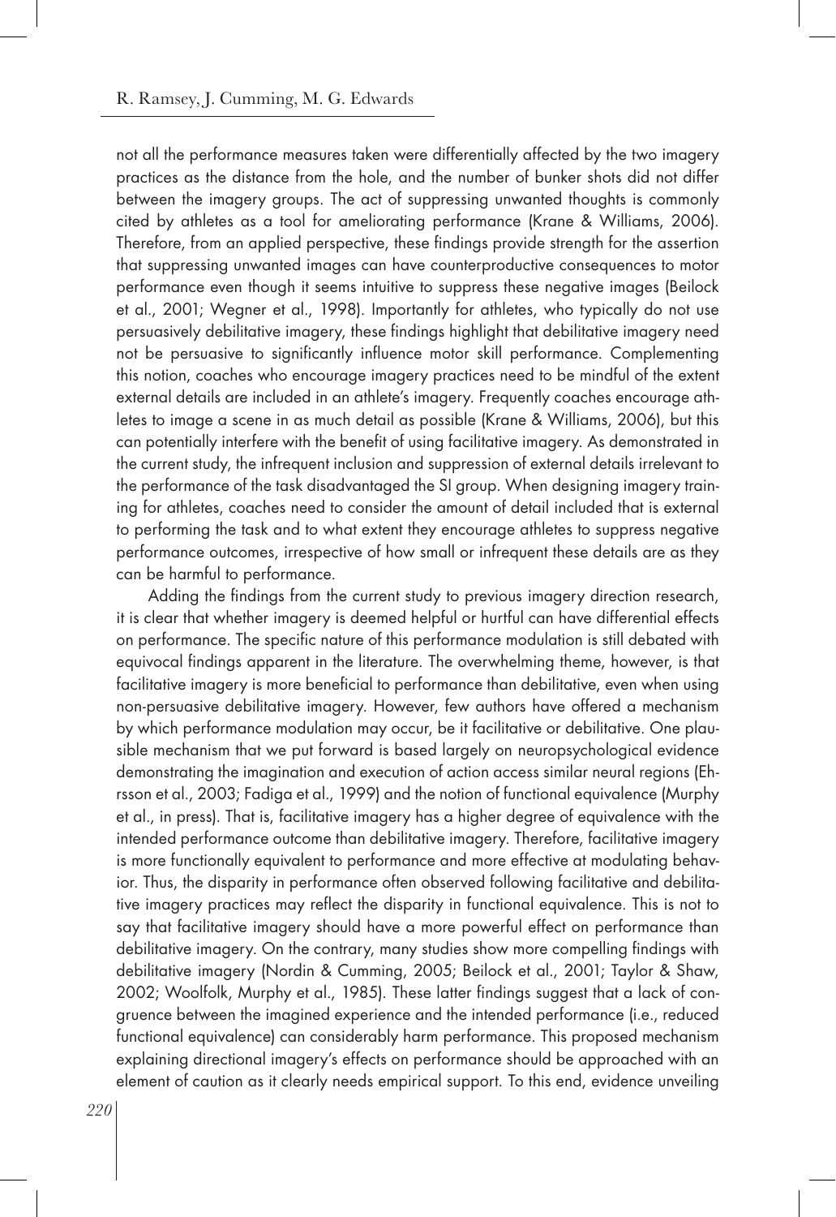not all the performance measures taken were differentially affected by the two imagery practices as the distance from the hole, and the number of bunker shots did not differ between the imagery groups. The act of suppressing unwanted thoughts is commonly cited by athletes as a tool for ameliorating performance (Krane & Williams, 2006). Therefore, from an applied perspective, these findings provide strength for the assertion that suppressing unwanted images can have counterproductive consequences to motor performance even though it seems intuitive to suppress these negative images (Beilock et al., 2001; Wegner et al., 1998). Importantly for athletes, who typically do not use persuasively debilitative imagery, these findings highlight that debilitative imagery need not be persuasive to significantly influence motor skill performance. Complementing this notion, coaches who encourage imagery practices need to be mindful of the extent external details are included in an athlete's imagery. Frequently coaches encourage athletes to image a scene in as much detail as possible (Krane & Williams, 2006), but this can potentially interfere with the benefit of using facilitative imagery. As demonstrated in the current study, the infrequent inclusion and suppression of external details irrelevant to the performance of the task disadvantaged the SI group. When designing imagery training for athletes, coaches need to consider the amount of detail included that is external to performing the task and to what extent they encourage athletes to suppress negative performance outcomes, irrespective of how small or infrequent these details are as they can be harmful to performance.

Adding the findings from the current study to previous imagery direction research, it is clear that whether imagery is deemed helpful or hurtful can have differential effects on performance. The specific nature of this performance modulation is still debated with equivocal findings apparent in the literature. The overwhelming theme, however, is that facilitative imagery is more beneficial to performance than debilitative, even when using non-persuasive debilitative imagery. However, few authors have offered a mechanism by which performance modulation may occur, be it facilitative or debilitative. One plausible mechanism that we put forward is based largely on neuropsychological evidence demonstrating the imagination and execution of action access similar neural regions (Ehrsson et al., 2003; Fadiga et al., 1999) and the notion of functional equivalence (Murphy et al., in press). That is, facilitative imagery has a higher degree of equivalence with the intended performance outcome than debilitative imagery. Therefore, facilitative imagery is more functionally equivalent to performance and more effective at modulating behavior. Thus, the disparity in performance often observed following facilitative and debilitative imagery practices may reflect the disparity in functional equivalence. This is not to say that facilitative imagery should have a more powerful effect on performance than debilitative imagery. On the contrary, many studies show more compelling findings with debilitative imagery (Nordin & Cumming, 2005; Beilock et al., 2001; Taylor & Shaw, 2002; Woolfolk, Murphy et al., 1985). These latter findings suggest that a lack of congruence between the imagined experience and the intended performance (i.e., reduced functional equivalence) can considerably harm performance. This proposed mechanism explaining directional imagery's effects on performance should be approached with an element of caution as it clearly needs empirical support. To this end, evidence unveiling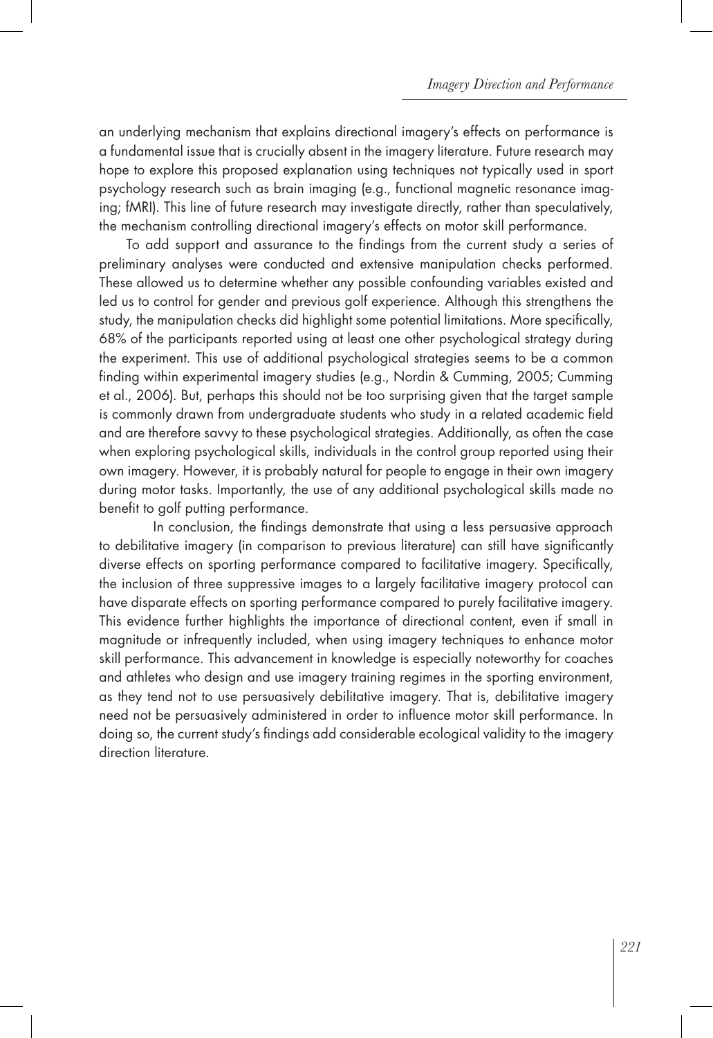an underlying mechanism that explains directional imagery's effects on performance is a fundamental issue that is crucially absent in the imagery literature. Future research may hope to explore this proposed explanation using techniques not typically used in sport psychology research such as brain imaging (e.g., functional magnetic resonance imaging; fMRI). This line of future research may investigate directly, rather than speculatively, the mechanism controlling directional imagery's effects on motor skill performance.

To add support and assurance to the findings from the current study a series of preliminary analyses were conducted and extensive manipulation checks performed. These allowed us to determine whether any possible confounding variables existed and led us to control for gender and previous golf experience. Although this strengthens the study, the manipulation checks did highlight some potential limitations. More specifically, 68% of the participants reported using at least one other psychological strategy during the experiment. This use of additional psychological strategies seems to be a common finding within experimental imagery studies (e.g., Nordin & Cumming, 2005; Cumming et al., 2006). But, perhaps this should not be too surprising given that the target sample is commonly drawn from undergraduate students who study in a related academic field and are therefore savvy to these psychological strategies. Additionally, as often the case when exploring psychological skills, individuals in the control group reported using their own imagery. However, it is probably natural for people to engage in their own imagery during motor tasks. Importantly, the use of any additional psychological skills made no benefit to golf putting performance.

In conclusion, the findings demonstrate that using a less persuasive approach to debilitative imagery (in comparison to previous literature) can still have significantly diverse effects on sporting performance compared to facilitative imagery. Specifically, the inclusion of three suppressive images to a largely facilitative imagery protocol can have disparate effects on sporting performance compared to purely facilitative imagery. This evidence further highlights the importance of directional content, even if small in magnitude or infrequently included, when using imagery techniques to enhance motor skill performance. This advancement in knowledge is especially noteworthy for coaches and athletes who design and use imagery training regimes in the sporting environment, as they tend not to use persuasively debilitative imagery. That is, debilitative imagery need not be persuasively administered in order to influence motor skill performance. In doing so, the current study's findings add considerable ecological validity to the imagery direction literature.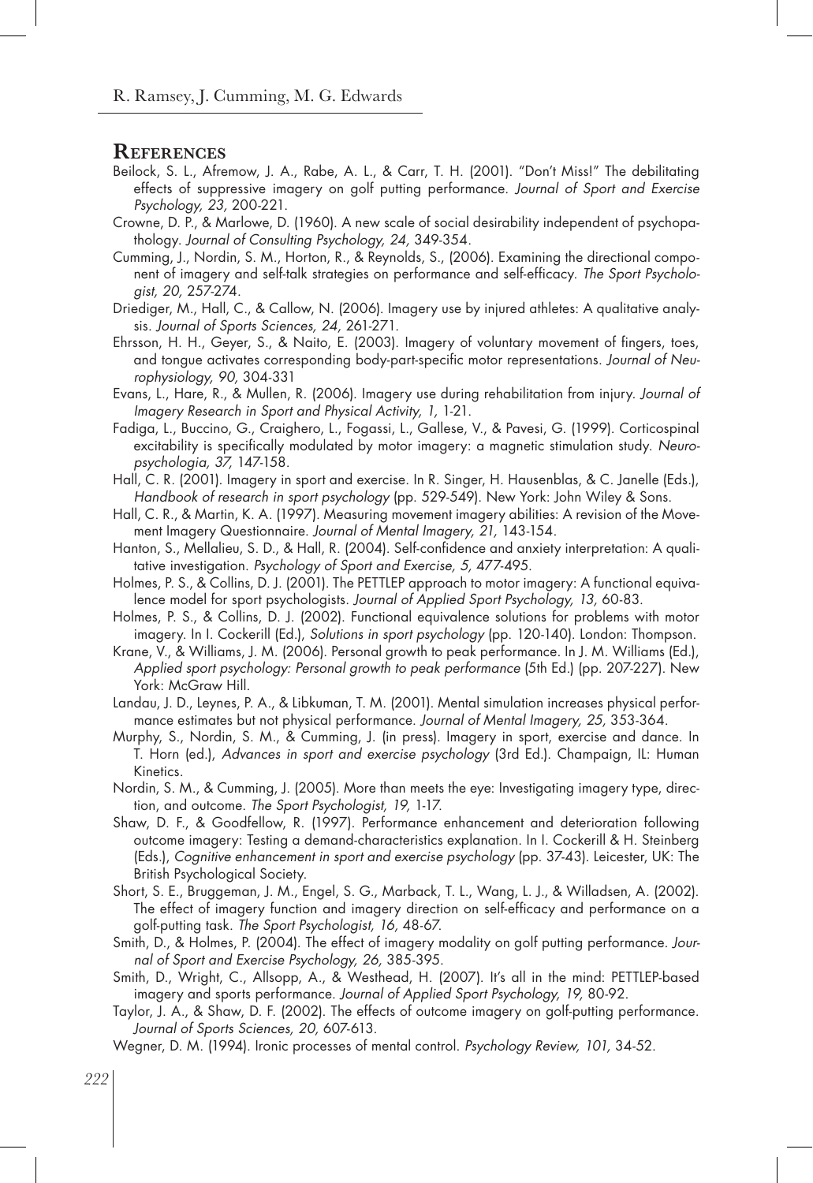## References

Beilock, S. L., Afremow, J. A., Rabe, A. L., & Carr, T. H. (2001). "Don't Miss!" The debilitating effects of suppressive imagery on golf putting performance. *Journal of Sport and Exercise Psychology, 23,* 200-221.

Crowne, D. P., & Marlowe, D. (1960). A new scale of social desirability independent of psychopathology. *Journal of Consulting Psychology, 24,* 349-354.

Cumming, J., Nordin, S. M., Horton, R., & Reynolds, S., (2006). Examining the directional component of imagery and self-talk strategies on performance and self-efficacy. *The Sport Psychologist, 20,* 257-274.

Driediger, M., Hall, C., & Callow, N. (2006). Imagery use by injured athletes: A qualitative analysis. *Journal of Sports Sciences, 24,* 261-271.

Ehrsson, H. H., Geyer, S., & Naito, E. (2003). Imagery of voluntary movement of fingers, toes, and tongue activates corresponding body-part-specific motor representations. *Journal of Neurophysiology, 90,* 304-331

Evans, L., Hare, R., & Mullen, R. (2006). Imagery use during rehabilitation from injury. *Journal of Imagery Research in Sport and Physical Activity, 1,* 1-21.

Fadiga, L., Buccino, G., Craighero, L., Fogassi, L., Gallese, V., & Pavesi, G. (1999). Corticospinal excitability is specifically modulated by motor imagery: a magnetic stimulation study. *Neuropsychologia, 37,* 147-158.

Hall, C. R. (2001). Imagery in sport and exercise. In R. Singer, H. Hausenblas, & C. Janelle (Eds.), *Handbook of research in sport psychology* (pp. 529-549). New York: John Wiley & Sons.

Hall, C. R., & Martin, K. A. (1997). Measuring movement imagery abilities: A revision of the Movement Imagery Questionnaire. *Journal of Mental Imagery, 21,* 143-154.

Hanton, S., Mellalieu, S. D., & Hall, R. (2004). Self-confidence and anxiety interpretation: A qualitative investigation. *Psychology of Sport and Exercise, 5,* 477-495.

Holmes, P. S., & Collins, D. J. (2001). The PETTLEP approach to motor imagery: A functional equivalence model for sport psychologists. *Journal of Applied Sport Psychology, 13,* 60-83.

Holmes, P. S., & Collins, D. J. (2002). Functional equivalence solutions for problems with motor imagery. In I. Cockerill (Ed.), *Solutions in sport psychology* (pp. 120-140). London: Thompson.

Krane, V., & Williams, J. M. (2006). Personal growth to peak performance. In J. M. Williams (Ed.), *Applied sport psychology: Personal growth to peak performance* (5th Ed.) (pp. 207-227). New York: McGraw Hill.

Landau, J. D., Leynes, P. A., & Libkuman, T. M. (2001). Mental simulation increases physical performance estimates but not physical performance. *Journal of Mental Imagery, 25,* 353-364.

Murphy, S., Nordin, S. M., & Cumming, J. (in press). Imagery in sport, exercise and dance. In T. Horn (ed.), *Advances in sport and exercise psychology* (3rd Ed.). Champaign, IL: Human Kinetics.

Nordin, S. M., & Cumming, J. (2005). More than meets the eye: Investigating imagery type, direction, and outcome. *The Sport Psychologist, 19,* 1-17.

Shaw, D. F., & Goodfellow, R. (1997). Performance enhancement and deterioration following outcome imagery: Testing a demand-characteristics explanation. In I. Cockerill & H. Steinberg (Eds.), *Cognitive enhancement in sport and exercise psychology* (pp. 37-43). Leicester, UK: The British Psychological Society.

Short, S. E., Bruggeman, J. M., Engel, S. G., Marback, T. L., Wang, L. J., & Willadsen, A. (2002). The effect of imagery function and imagery direction on self-efficacy and performance on a golf-putting task. *The Sport Psychologist, 16,* 48-67.

Smith, D., & Holmes, P. (2004). The effect of imagery modality on golf putting performance. *Journal of Sport and Exercise Psychology, 26,* 385-395.

Smith, D., Wright, C., Allsopp, A., & Westhead, H. (2007). It's all in the mind: PETTLEP-based imagery and sports performance. *Journal of Applied Sport Psychology, 19,* 80-92.

Taylor, J. A., & Shaw, D. F. (2002). The effects of outcome imagery on golf-putting performance. *Journal of Sports Sciences, 20,* 607-613.

Wegner, D. M. (1994). Ironic processes of mental control. *Psychology Review, 101,* 34-52.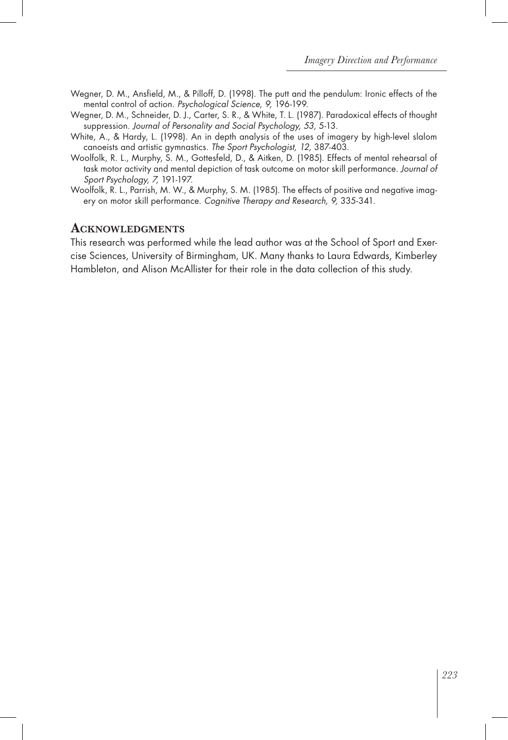Wegner, D. M., Ansfield, M., & Pilloff, D. (1998). The putt and the pendulum: Ironic effects of the mental control of action. *Psychological Science, 9,* 196-199.

Wegner, D. M., Schneider, D. J., Carter, S. R., & White, T. L. (1987). Paradoxical effects of thought suppression. *Journal of Personality and Social Psychology, 53,* 5-13.

White, A., & Hardy, L. (1998). An in depth analysis of the uses of imagery by high-level slalom canoeists and artistic gymnastics. *The Sport Psychologist, 12,* 387-403.

Woolfolk, R. L., Murphy, S. M., Gottesfeld, D., & Aitken, D. (1985). Effects of mental rehearsal of task motor activity and mental depiction of task outcome on motor skill performance. *Journal of Sport Psychology, 7,* 191-197.

Woolfolk, R. L., Parrish, M. W., & Murphy, S. M. (1985). The effects of positive and negative imagery on motor skill performance. *Cognitive Therapy and Research, 9,* 335-341.

## Acknowledgments

This research was performed while the lead author was at the School of Sport and Exercise Sciences, University of Birmingham, UK. Many thanks to Laura Edwards, Kimberley Hambleton, and Alison McAllister for their role in the data collection of this study.